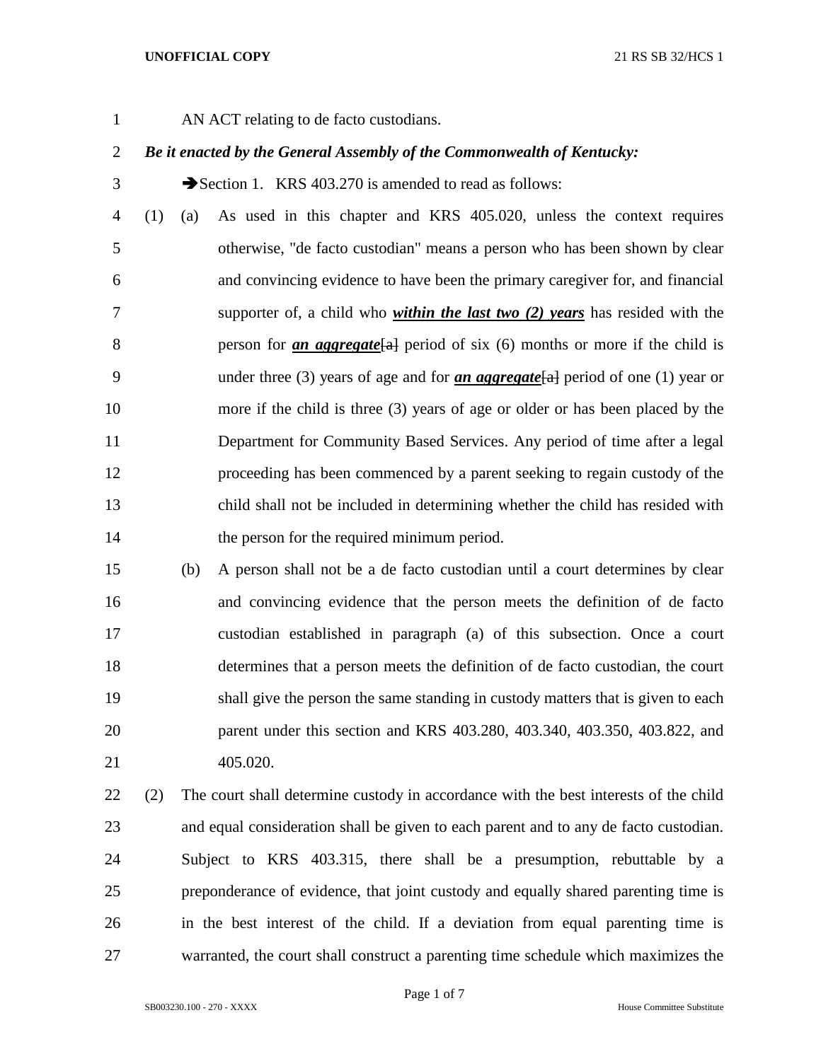AN ACT relating to de facto custodians.

***Be it enacted by the General Assembly of the Commonwealth of Kentucky:***

➔Section 1. KRS 403.270 is amended to read as follows:

(1) (a) As used in this chapter and KRS 405.020, unless the context requires otherwise, "de facto custodian" means a person who has been shown by clear and convincing evidence to have been the primary caregiver for, and financial supporter of, a child who ***within the last two (2) years*** has resided with the person for ***an aggregate***~~[a]~~ period of six (6) months or more if the child is under three (3) years of age and for ***an aggregate***~~[a]~~ period of one (1) year or more if the child is three (3) years of age or older or has been placed by the Department for Community Based Services. Any period of time after a legal proceeding has been commenced by a parent seeking to regain custody of the child shall not be included in determining whether the child has resided with the person for the required minimum period.

(b) A person shall not be a de facto custodian until a court determines by clear and convincing evidence that the person meets the definition of de facto custodian established in paragraph (a) of this subsection. Once a court determines that a person meets the definition of de facto custodian, the court shall give the person the same standing in custody matters that is given to each parent under this section and KRS 403.280, 403.340, 403.350, 403.822, and 405.020.

(2) The court shall determine custody in accordance with the best interests of the child and equal consideration shall be given to each parent and to any de facto custodian. Subject to KRS 403.315, there shall be a presumption, rebuttable by a preponderance of evidence, that joint custody and equally shared parenting time is in the best interest of the child. If a deviation from equal parenting time is warranted, the court shall construct a parenting time schedule which maximizes the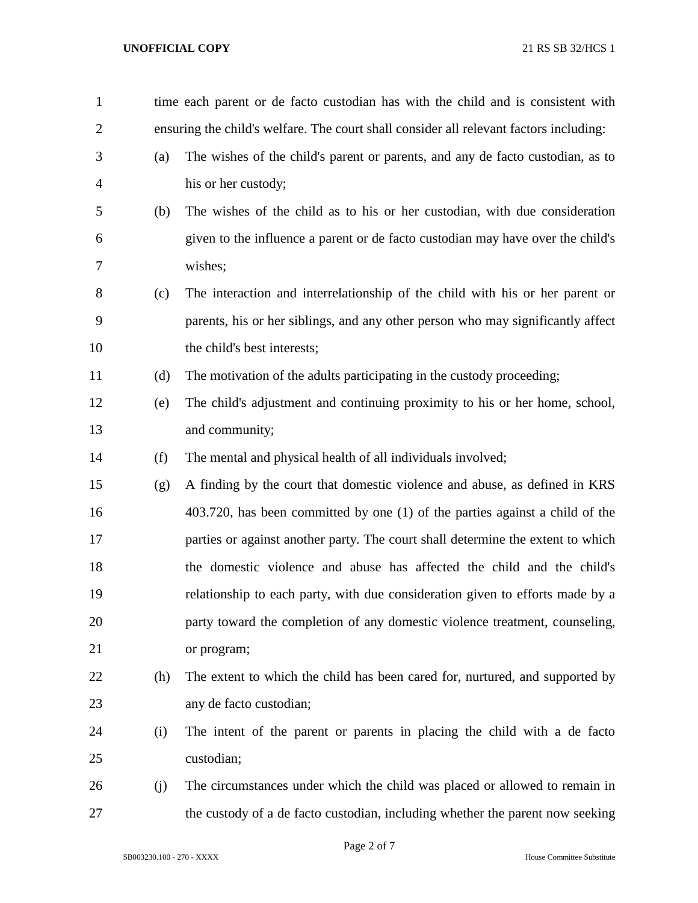time each parent or de facto custodian has with the child and is consistent with ensuring the child's welfare. The court shall consider all relevant factors including:

(a) The wishes of the child's parent or parents, and any de facto custodian, as to his or her custody;

(b) The wishes of the child as to his or her custodian, with due consideration given to the influence a parent or de facto custodian may have over the child's wishes;

(c) The interaction and interrelationship of the child with his or her parent or parents, his or her siblings, and any other person who may significantly affect the child's best interests;

(d) The motivation of the adults participating in the custody proceeding;

(e) The child's adjustment and continuing proximity to his or her home, school, and community;

(f) The mental and physical health of all individuals involved;

(g) A finding by the court that domestic violence and abuse, as defined in KRS 403.720, has been committed by one (1) of the parties against a child of the parties or against another party. The court shall determine the extent to which the domestic violence and abuse has affected the child and the child's relationship to each party, with due consideration given to efforts made by a party toward the completion of any domestic violence treatment, counseling, or program;

(h) The extent to which the child has been cared for, nurtured, and supported by any de facto custodian;

(i) The intent of the parent or parents in placing the child with a de facto custodian;

(j) The circumstances under which the child was placed or allowed to remain in the custody of a de facto custodian, including whether the parent now seeking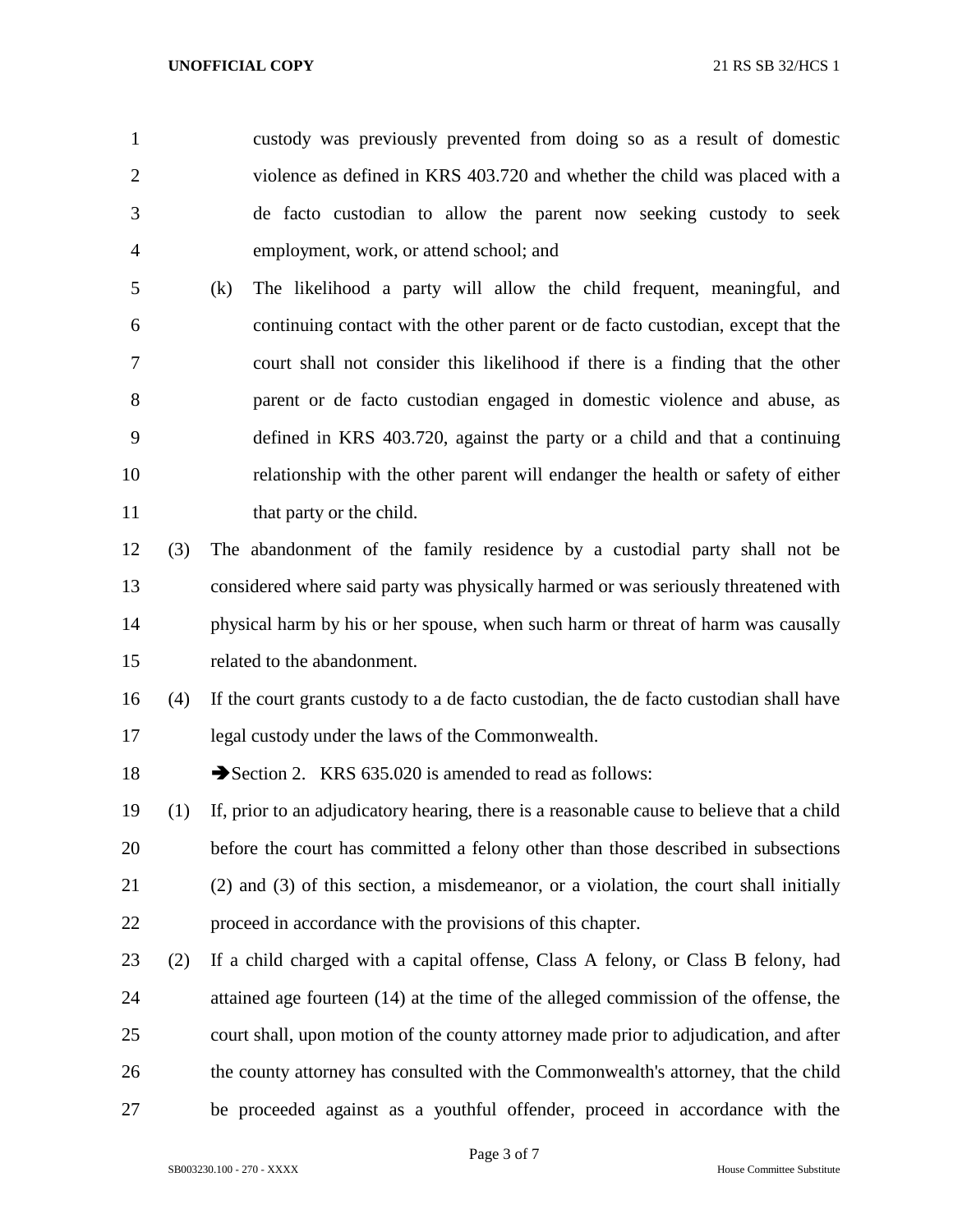custody was previously prevented from doing so as a result of domestic violence as defined in KRS 403.720 and whether the child was placed with a de facto custodian to allow the parent now seeking custody to seek employment, work, or attend school; and

(k) The likelihood a party will allow the child frequent, meaningful, and continuing contact with the other parent or de facto custodian, except that the court shall not consider this likelihood if there is a finding that the other parent or de facto custodian engaged in domestic violence and abuse, as defined in KRS 403.720, against the party or a child and that a continuing relationship with the other parent will endanger the health or safety of either that party or the child.

(3) The abandonment of the family residence by a custodial party shall not be considered where said party was physically harmed or was seriously threatened with physical harm by his or her spouse, when such harm or threat of harm was causally related to the abandonment.

(4) If the court grants custody to a de facto custodian, the de facto custodian shall have legal custody under the laws of the Commonwealth.

➔Section 2. KRS 635.020 is amended to read as follows:

(1) If, prior to an adjudicatory hearing, there is a reasonable cause to believe that a child before the court has committed a felony other than those described in subsections (2) and (3) of this section, a misdemeanor, or a violation, the court shall initially proceed in accordance with the provisions of this chapter.

(2) If a child charged with a capital offense, Class A felony, or Class B felony, had attained age fourteen (14) at the time of the alleged commission of the offense, the court shall, upon motion of the county attorney made prior to adjudication, and after the county attorney has consulted with the Commonwealth's attorney, that the child be proceeded against as a youthful offender, proceed in accordance with the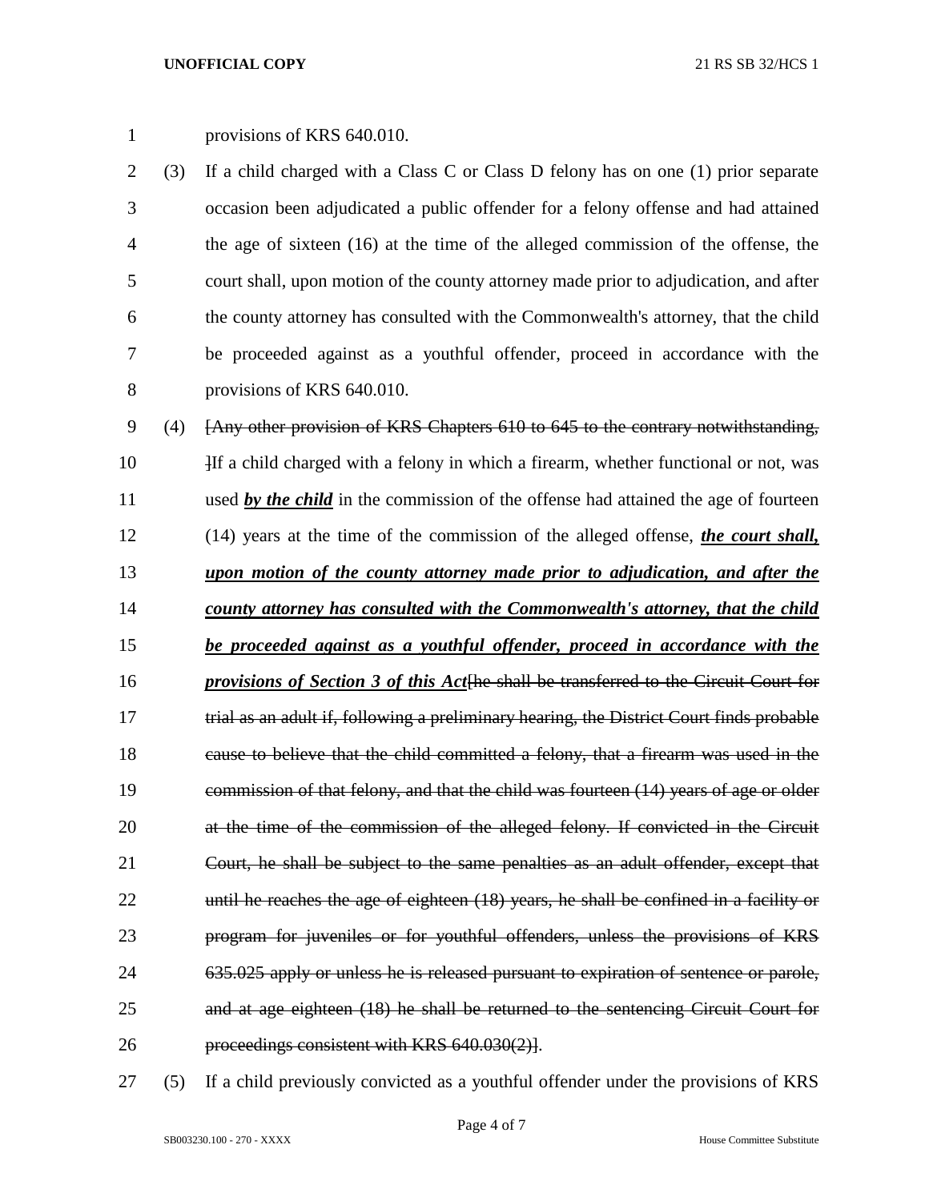provisions of KRS 640.010.

(3) If a child charged with a Class C or Class D felony has on one (1) prior separate occasion been adjudicated a public offender for a felony offense and had attained the age of sixteen (16) at the time of the alleged commission of the offense, the court shall, upon motion of the county attorney made prior to adjudication, and after the county attorney has consulted with the Commonwealth's attorney, that the child be proceeded against as a youthful offender, proceed in accordance with the provisions of KRS 640.010.

(4) ~~[Any other provision of KRS Chapters 610 to 645 to the contrary notwithstanding, ]~~If a child charged with a felony in which a firearm, whether functional or not, was used ***by the child*** in the commission of the offense had attained the age of fourteen (14) years at the time of the commission of the alleged offense, ***the court shall, upon motion of the county attorney made prior to adjudication, and after the county attorney has consulted with the Commonwealth's attorney, that the child be proceeded against as a youthful offender, proceed in accordance with the provisions of Section 3 of this Act***~~[he shall be transferred to the Circuit Court for trial as an adult if, following a preliminary hearing, the District Court finds probable cause to believe that the child committed a felony, that a firearm was used in the commission of that felony, and that the child was fourteen (14) years of age or older at the time of the commission of the alleged felony. If convicted in the Circuit Court, he shall be subject to the same penalties as an adult offender, except that until he reaches the age of eighteen (18) years, he shall be confined in a facility or program for juveniles or for youthful offenders, unless the provisions of KRS 635.025 apply or unless he is released pursuant to expiration of sentence or parole, and at age eighteen (18) he shall be returned to the sentencing Circuit Court for proceedings consistent with KRS 640.030(2)]~~.

(5) If a child previously convicted as a youthful offender under the provisions of KRS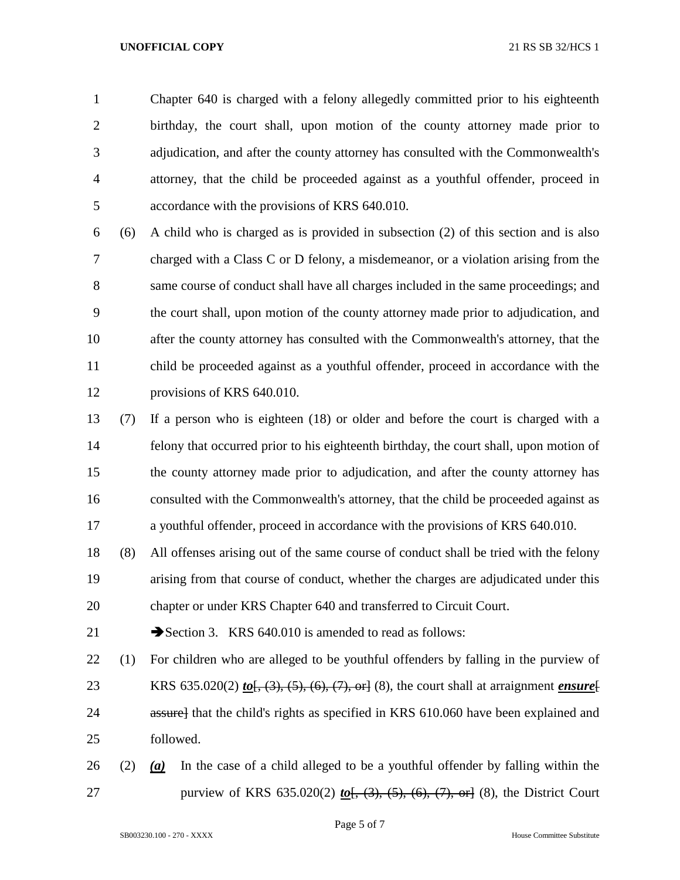Chapter 640 is charged with a felony allegedly committed prior to his eighteenth birthday, the court shall, upon motion of the county attorney made prior to adjudication, and after the county attorney has consulted with the Commonwealth's attorney, that the child be proceeded against as a youthful offender, proceed in accordance with the provisions of KRS 640.010.

(6) A child who is charged as is provided in subsection (2) of this section and is also charged with a Class C or D felony, a misdemeanor, or a violation arising from the same course of conduct shall have all charges included in the same proceedings; and the court shall, upon motion of the county attorney made prior to adjudication, and after the county attorney has consulted with the Commonwealth's attorney, that the child be proceeded against as a youthful offender, proceed in accordance with the provisions of KRS 640.010.

(7) If a person who is eighteen (18) or older and before the court is charged with a felony that occurred prior to his eighteenth birthday, the court shall, upon motion of the county attorney made prior to adjudication, and after the county attorney has consulted with the Commonwealth's attorney, that the child be proceeded against as a youthful offender, proceed in accordance with the provisions of KRS 640.010.

(8) All offenses arising out of the same course of conduct shall be tried with the felony arising from that course of conduct, whether the charges are adjudicated under this chapter or under KRS Chapter 640 and transferred to Circuit Court.

➔Section 3. KRS 640.010 is amended to read as follows:

(1) For children who are alleged to be youthful offenders by falling in the purview of KRS 635.020(2) ***to***[, (3), (5), (6), (7), or] (8), the court shall at arraignment ***ensure***[ assure] that the child's rights as specified in KRS 610.060 have been explained and followed.

(2) ***(a)*** In the case of a child alleged to be a youthful offender by falling within the purview of KRS 635.020(2) ***to***[, (3), (5), (6), (7), or] (8), the District Court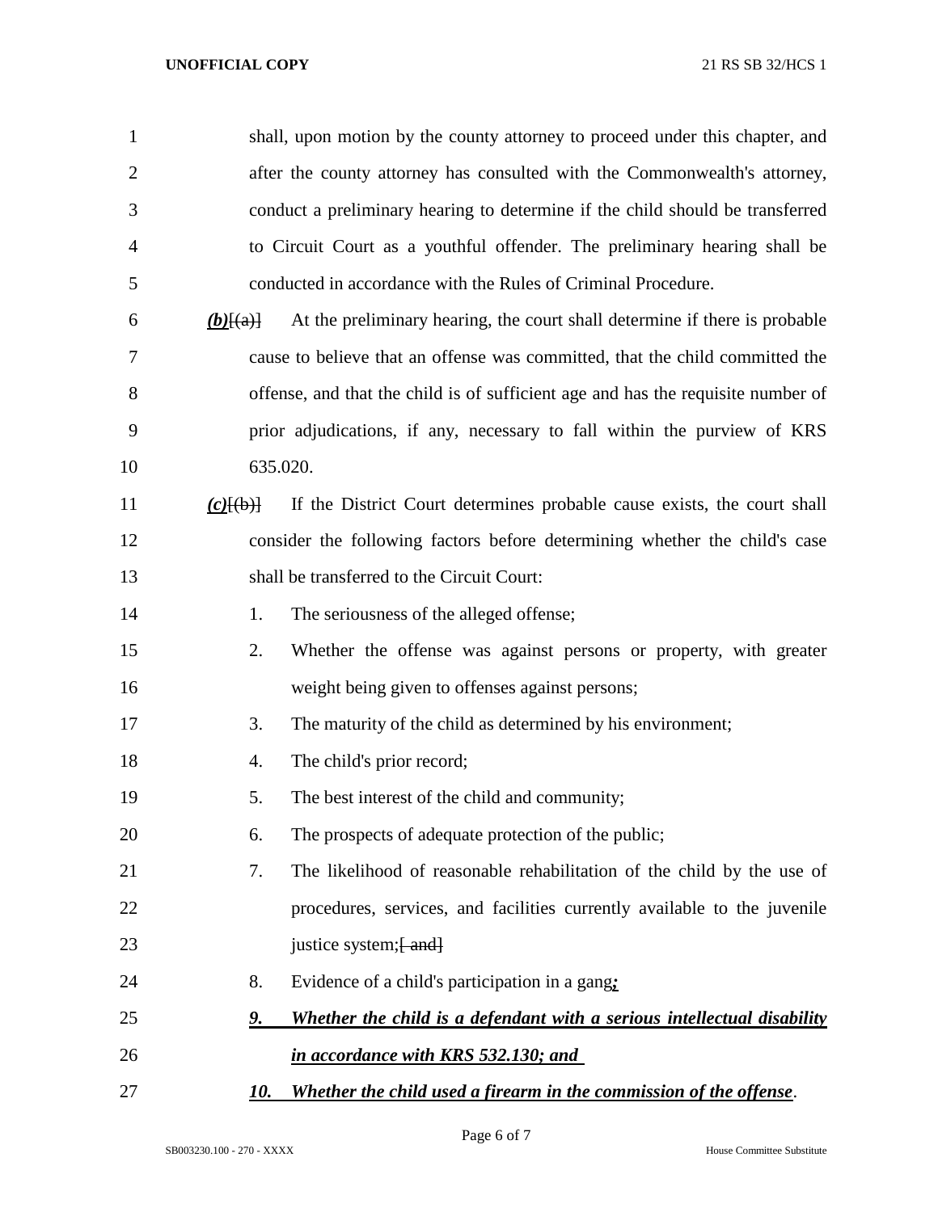shall, upon motion by the county attorney to proceed under this chapter, and after the county attorney has consulted with the Commonwealth's attorney, conduct a preliminary hearing to determine if the child should be transferred to Circuit Court as a youthful offender. The preliminary hearing shall be conducted in accordance with the Rules of Criminal Procedure.

***(b)***~~[(a)]~~ At the preliminary hearing, the court shall determine if there is probable cause to believe that an offense was committed, that the child committed the offense, and that the child is of sufficient age and has the requisite number of prior adjudications, if any, necessary to fall within the purview of KRS 635.020.

***(c)***~~[(b)]~~ If the District Court determines probable cause exists, the court shall consider the following factors before determining whether the child's case shall be transferred to the Circuit Court:

1. The seriousness of the alleged offense;
2. Whether the offense was against persons or property, with greater weight being given to offenses against persons;
3. The maturity of the child as determined by his environment;
4. The child's prior record;
5. The best interest of the child and community;
6. The prospects of adequate protection of the public;
7. The likelihood of reasonable rehabilitation of the child by the use of procedures, services, and facilities currently available to the juvenile justice system;~~[ and]~~
8. Evidence of a child's participation in a gang***;***
9. ***Whether the child is a defendant with a serious intellectual disability in accordance with KRS 532.130; and***
10. ***Whether the child used a firearm in the commission of the offense***.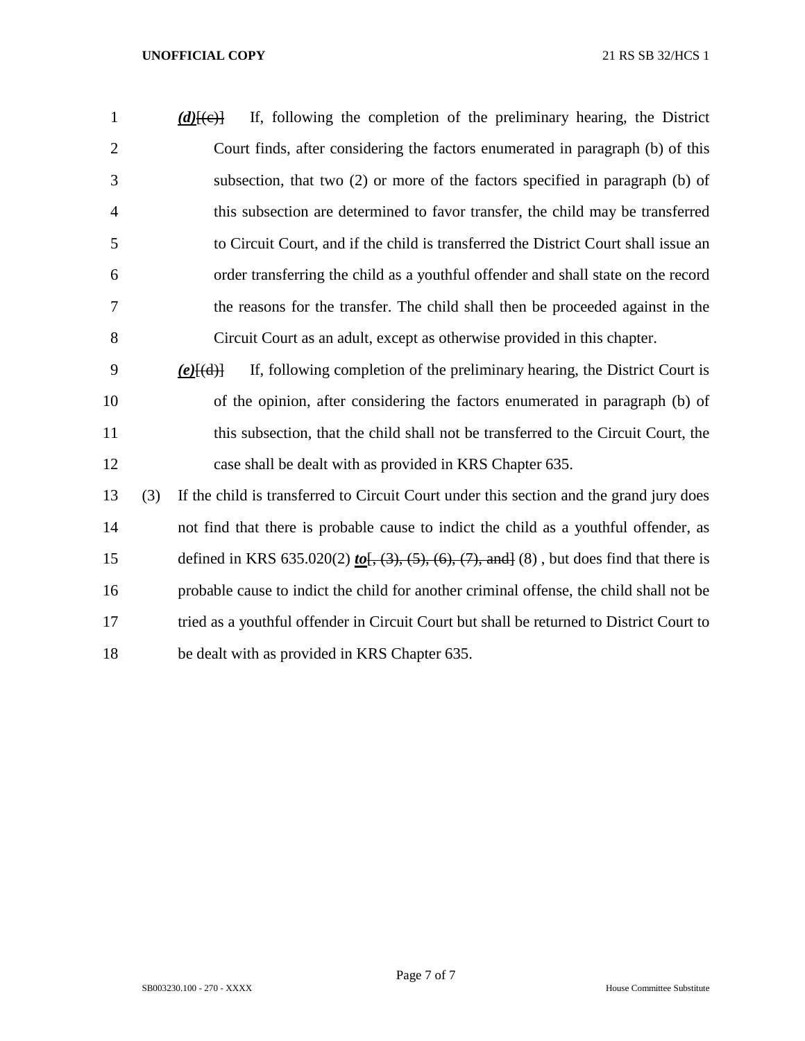(d)[(c)] If, following the completion of the preliminary hearing, the District Court finds, after considering the factors enumerated in paragraph (b) of this subsection, that two (2) or more of the factors specified in paragraph (b) of this subsection are determined to favor transfer, the child may be transferred to Circuit Court, and if the child is transferred the District Court shall issue an order transferring the child as a youthful offender and shall state on the record the reasons for the transfer. The child shall then be proceeded against in the Circuit Court as an adult, except as otherwise provided in this chapter.

(e)[(d)] If, following completion of the preliminary hearing, the District Court is of the opinion, after considering the factors enumerated in paragraph (b) of this subsection, that the child shall not be transferred to the Circuit Court, the case shall be dealt with as provided in KRS Chapter 635.

(3) If the child is transferred to Circuit Court under this section and the grand jury does not find that there is probable cause to indict the child as a youthful offender, as defined in KRS 635.020(2) ***to***[, (3), (5), (6), (7), and] (8) , but does find that there is probable cause to indict the child for another criminal offense, the child shall not be tried as a youthful offender in Circuit Court but shall be returned to District Court to be dealt with as provided in KRS Chapter 635.